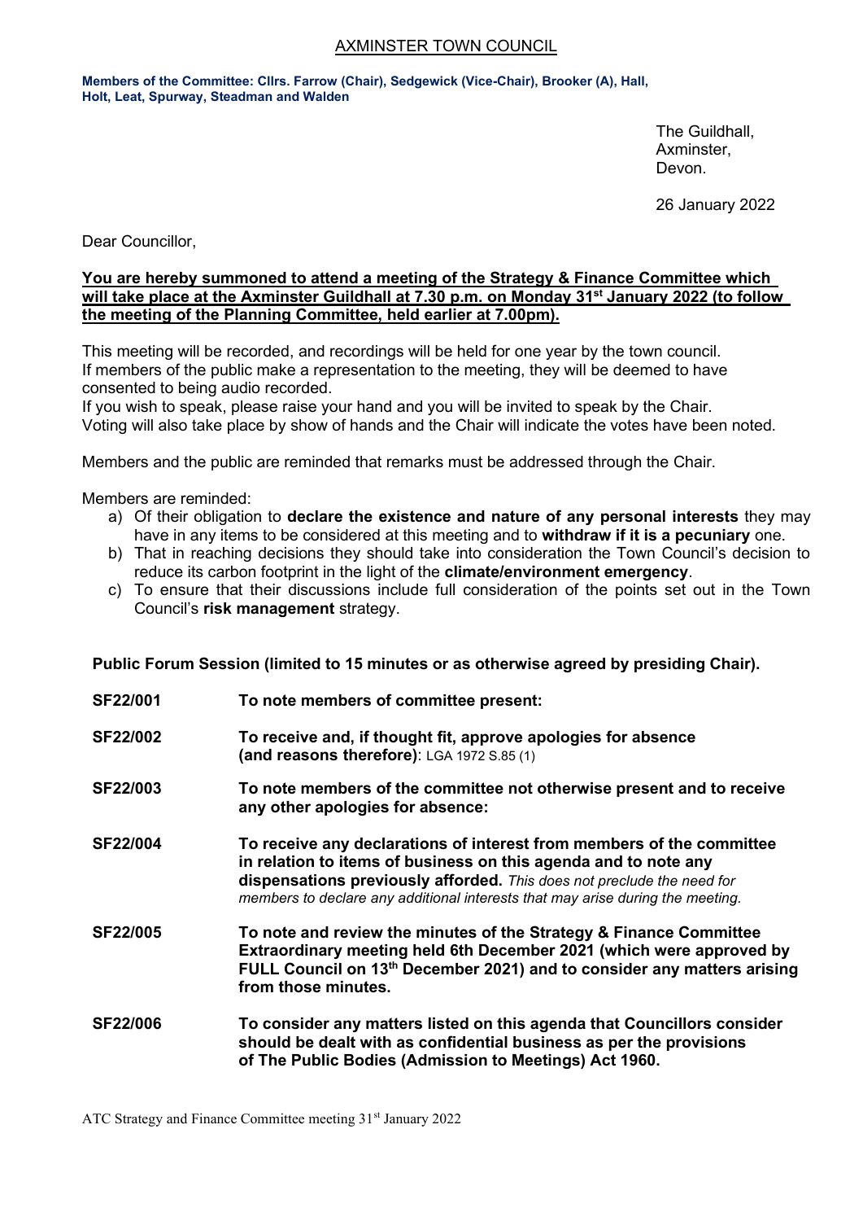# AXMINSTER TOWN COUNCIL

**Members of the Committee: Cllrs. Farrow (Chair), Sedgewick (Vice-Chair), Brooker (A), Hall, Holt, Leat, Spurway, Steadman and Walden**

The Guildhall,
Axminster,
Devon.

26 January 2022

Dear Councillor,

**You are hereby summoned to attend a meeting of the Strategy & Finance Committee which will take place at the Axminster Guildhall at 7.30 p.m. on Monday 31st January 2022 (to follow the meeting of the Planning Committee, held earlier at 7.00pm).**

This meeting will be recorded, and recordings will be held for one year by the town council. If members of the public make a representation to the meeting, they will be deemed to have consented to being audio recorded.
If you wish to speak, please raise your hand and you will be invited to speak by the Chair.
Voting will also take place by show of hands and the Chair will indicate the votes have been noted.

Members and the public are reminded that remarks must be addressed through the Chair.

Members are reminded:

a) Of their obligation to **declare the existence and nature of any personal interests** they may have in any items to be considered at this meeting and to **withdraw if it is a pecuniary** one.
b) That in reaching decisions they should take into consideration the Town Council's decision to reduce its carbon footprint in the light of the **climate/environment emergency**.
c) To ensure that their discussions include full consideration of the points set out in the Town Council's **risk management** strategy.

**Public Forum Session (limited to 15 minutes or as otherwise agreed by presiding Chair).**

**SF22/001** **To note members of committee present:**

**SF22/002** **To receive and, if thought fit, approve apologies for absence (and reasons therefore)**: LGA 1972 S.85 (1)

**SF22/003** **To note members of the committee not otherwise present and to receive any other apologies for absence:**

**SF22/004** **To receive any declarations of interest from members of the committee in relation to items of business on this agenda and to note any dispensations previously afforded.** *This does not preclude the need for members to declare any additional interests that may arise during the meeting.*

**SF22/005** **To note and review the minutes of the Strategy & Finance Committee Extraordinary meeting held 6th December 2021 (which were approved by FULL Council on 13th December 2021) and to consider any matters arising from those minutes.**

**SF22/006** **To consider any matters listed on this agenda that Councillors consider should be dealt with as confidential business as per the provisions of The Public Bodies (Admission to Meetings) Act 1960.**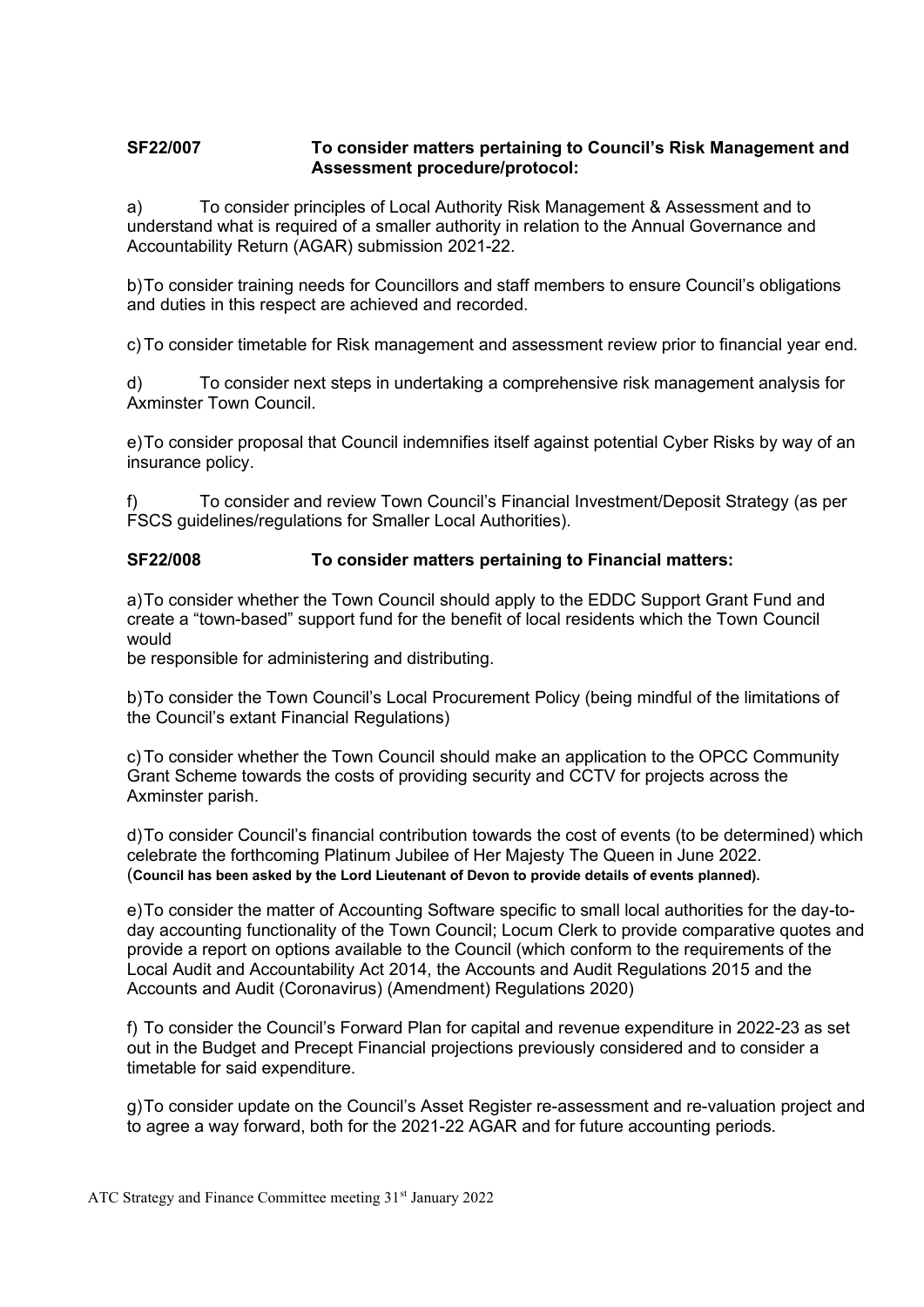**SF22/007 To consider matters pertaining to Council's Risk Management and Assessment procedure/protocol:**

a) To consider principles of Local Authority Risk Management & Assessment and to understand what is required of a smaller authority in relation to the Annual Governance and Accountability Return (AGAR) submission 2021-22.

b) To consider training needs for Councillors and staff members to ensure Council's obligations and duties in this respect are achieved and recorded.

c) To consider timetable for Risk management and assessment review prior to financial year end.

d) To consider next steps in undertaking a comprehensive risk management analysis for Axminster Town Council.

e) To consider proposal that Council indemnifies itself against potential Cyber Risks by way of an insurance policy.

f) To consider and review Town Council's Financial Investment/Deposit Strategy (as per FSCS guidelines/regulations for Smaller Local Authorities).

**SF22/008 To consider matters pertaining to Financial matters:**

a) To consider whether the Town Council should apply to the EDDC Support Grant Fund and create a "town-based" support fund for the benefit of local residents which the Town Council would
be responsible for administering and distributing.

b) To consider the Town Council's Local Procurement Policy (being mindful of the limitations of the Council's extant Financial Regulations)

c) To consider whether the Town Council should make an application to the OPCC Community Grant Scheme towards the costs of providing security and CCTV for projects across the Axminster parish.

d) To consider Council's financial contribution towards the cost of events (to be determined) which celebrate the forthcoming Platinum Jubilee of Her Majesty The Queen in June 2022.
(**Council has been asked by the Lord Lieutenant of Devon to provide details of events planned).**

e) To consider the matter of Accounting Software specific to small local authorities for the day-to-day accounting functionality of the Town Council; Locum Clerk to provide comparative quotes and provide a report on options available to the Council (which conform to the requirements of the Local Audit and Accountability Act 2014, the Accounts and Audit Regulations 2015 and the Accounts and Audit (Coronavirus) (Amendment) Regulations 2020)

f) To consider the Council's Forward Plan for capital and revenue expenditure in 2022-23 as set out in the Budget and Precept Financial projections previously considered and to consider a timetable for said expenditure.

g) To consider update on the Council's Asset Register re-assessment and re-valuation project and to agree a way forward, both for the 2021-22 AGAR and for future accounting periods.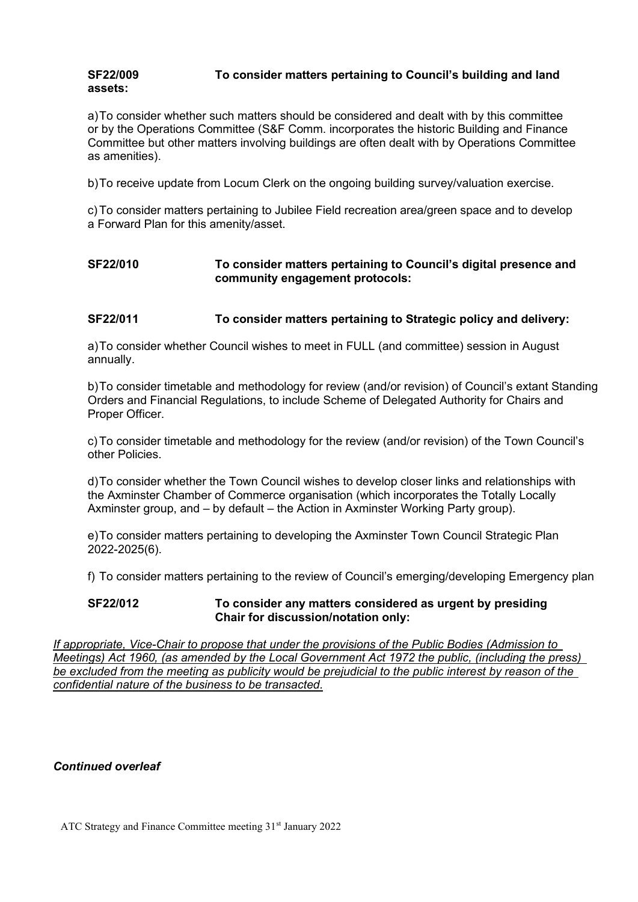**SF22/009 To consider matters pertaining to Council's building and land assets:**

a) To consider whether such matters should be considered and dealt with by this committee or by the Operations Committee (S&F Comm. incorporates the historic Building and Finance Committee but other matters involving buildings are often dealt with by Operations Committee as amenities).

b) To receive update from Locum Clerk on the ongoing building survey/valuation exercise.

c) To consider matters pertaining to Jubilee Field recreation area/green space and to develop a Forward Plan for this amenity/asset.

**SF22/010 To consider matters pertaining to Council's digital presence and community engagement protocols:**

**SF22/011 To consider matters pertaining to Strategic policy and delivery:**

a) To consider whether Council wishes to meet in FULL (and committee) session in August annually.

b) To consider timetable and methodology for review (and/or revision) of Council's extant Standing Orders and Financial Regulations, to include Scheme of Delegated Authority for Chairs and Proper Officer.

c) To consider timetable and methodology for the review (and/or revision) of the Town Council's other Policies.

d) To consider whether the Town Council wishes to develop closer links and relationships with the Axminster Chamber of Commerce organisation (which incorporates the Totally Locally Axminster group, and – by default – the Action in Axminster Working Party group).

e) To consider matters pertaining to developing the Axminster Town Council Strategic Plan 2022-2025(6).

f) To consider matters pertaining to the review of Council's emerging/developing Emergency plan

**SF22/012 To consider any matters considered as urgent by presiding Chair for discussion/notation only:**

*If appropriate, Vice-Chair to propose that under the provisions of the Public Bodies (Admission to Meetings) Act 1960, (as amended by the Local Government Act 1972 the public, (including the press) be excluded from the meeting as publicity would be prejudicial to the public interest by reason of the confidential nature of the business to be transacted.*

***Continued overleaf***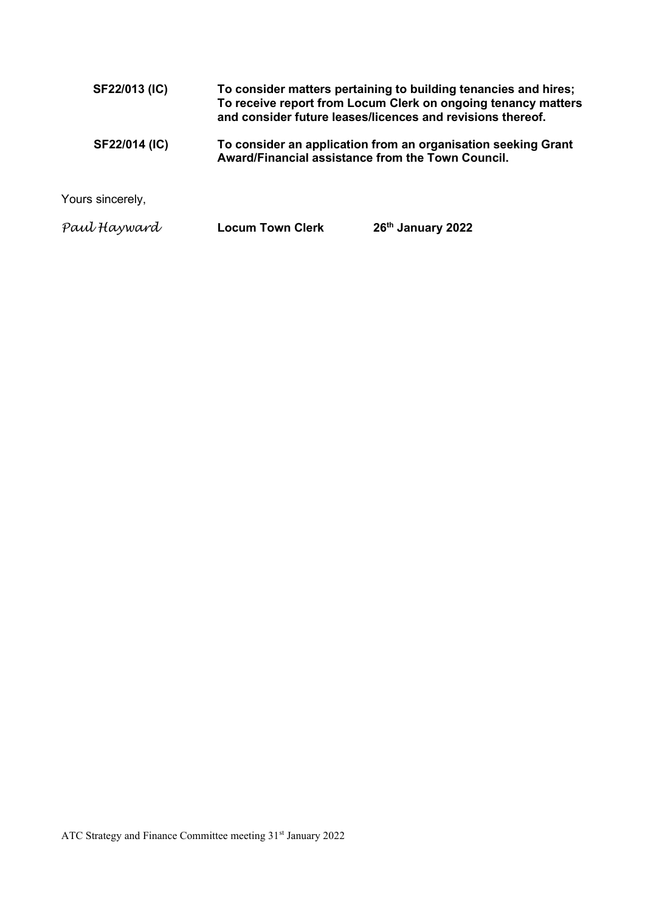| | |
|---|---|
| **SF22/013 (IC)** | **To consider matters pertaining to building tenancies and hires; To receive report from Locum Clerk on ongoing tenancy matters and consider future leases/licences and revisions thereof.** |
| **SF22/014 (IC)** | **To consider an application from an organisation seeking Grant Award/Financial assistance from the Town Council.** |

Yours sincerely,

*Paul Hayward* **Locum Town Clerk** **26th January 2022**